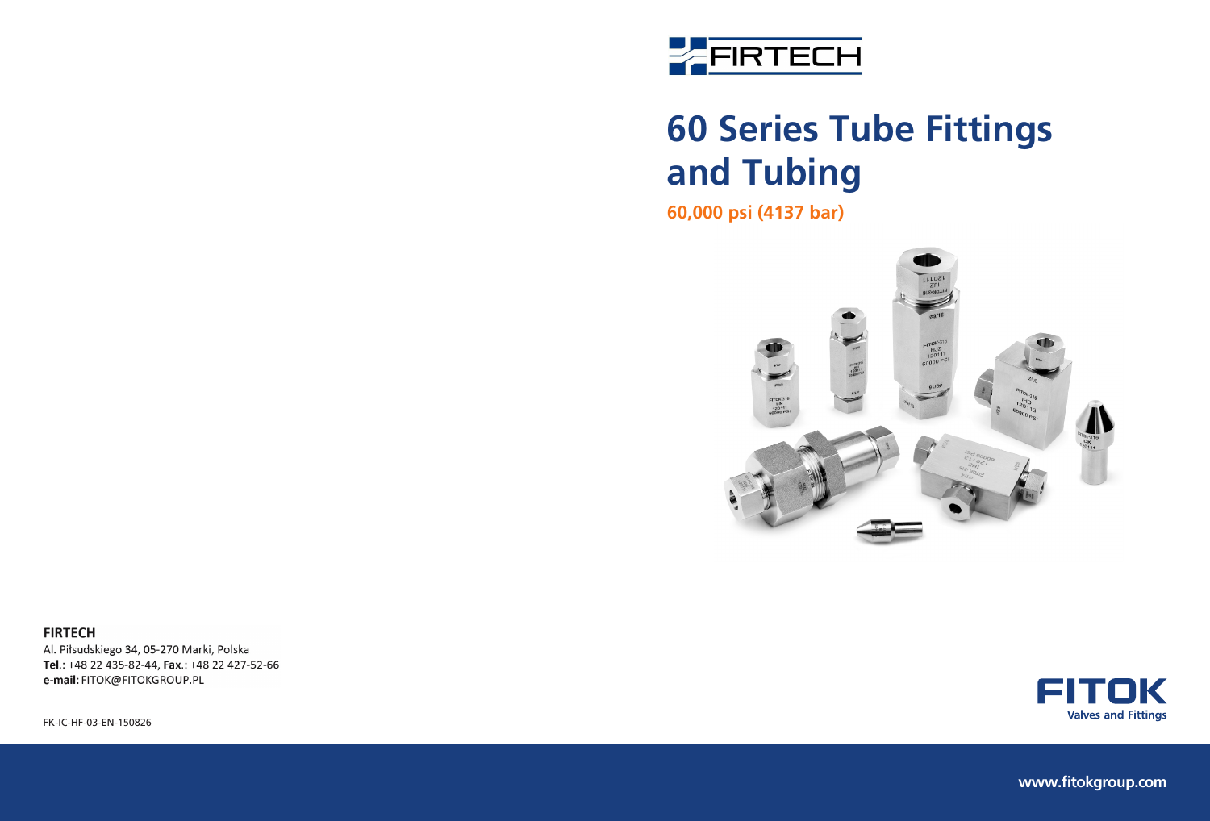FIRTECH

# 60 Series Tube Fittings and Tubing

**60,000 psi (4137 bar)**

**FIRTECH**
Al. Piłsudskiego 34, 05-270 Marki, Polska
**Tel.**: +48 22 435-82-44, **Fax.**: +48 22 427-52-66
**e-mail**: FITOK@FITOKGROUP.PL

FK-IC-HF-03-EN-150826

FITOK
Valves and Fittings

www.fitokgroup.com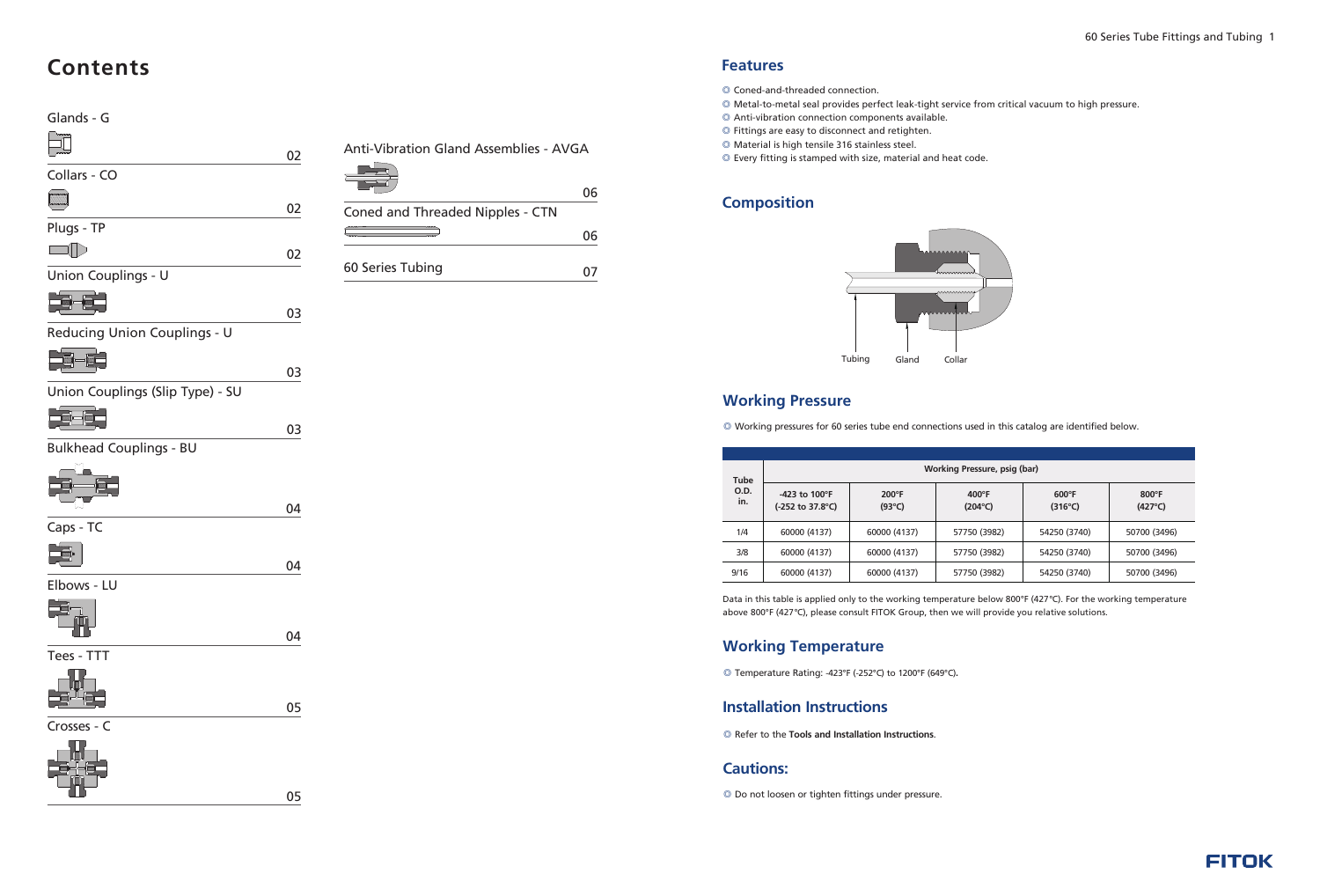# Contents

| Item | Page |
|---|---|
| Glands - G | 02 |
| Collars - CO | 02 |
| Plugs - TP | 02 |
| Union Couplings - U | 03 |
| Reducing Union Couplings - U | 03 |
| Union Couplings (Slip Type) - SU | 03 |
| Bulkhead Couplings - BU | 04 |
| Caps - TC | 04 |
| Elbows - LU | 04 |
| Tees - TTT | 05 |
| Crosses - C | 05 |
| Anti-Vibration Gland Assemblies - AVGA | 06 |
| Coned and Threaded Nipples - CTN | 06 |
| 60 Series Tubing | 07 |

## Features

- Coned-and-threaded connection.
- Metal-to-metal seal provides perfect leak-tight service from critical vacuum to high pressure.
- Anti-vibration connection components available.
- Fittings are easy to disconnect and retighten.
- Material is high tensile 316 stainless steel.
- Every fitting is stamped with size, material and heat code.

## Composition

Tubing Gland Collar

## Working Pressure

- Working pressures for 60 series tube end connections used in this catalog are identified below.

| Tube O.D. in. | Working Pressure, psig (bar) | | | | |
|---|---|---|---|---|---|
| | -423 to 100°F (-252 to 37.8°C) | 200°F (93°C) | 400°F (204°C) | 600°F (316°C) | 800°F (427°C) |
| 1/4 | 60000 (4137) | 60000 (4137) | 57750 (3982) | 54250 (3740) | 50700 (3496) |
| 3/8 | 60000 (4137) | 60000 (4137) | 57750 (3982) | 54250 (3740) | 50700 (3496) |
| 9/16 | 60000 (4137) | 60000 (4137) | 57750 (3982) | 54250 (3740) | 50700 (3496) |

Data in this table is applied only to the working temperature below 800°F (427°C). For the working temperature above 800°F (427°C), please consult FITOK Group, then we will provide you relative solutions.

## Working Temperature

- Temperature Rating: -423°F (-252°C) to 1200°F (649°C).

## Installation Instructions

- Refer to the **Tools and Installation Instructions**.

## Cautions:

- Do not loosen or tighten fittings under pressure.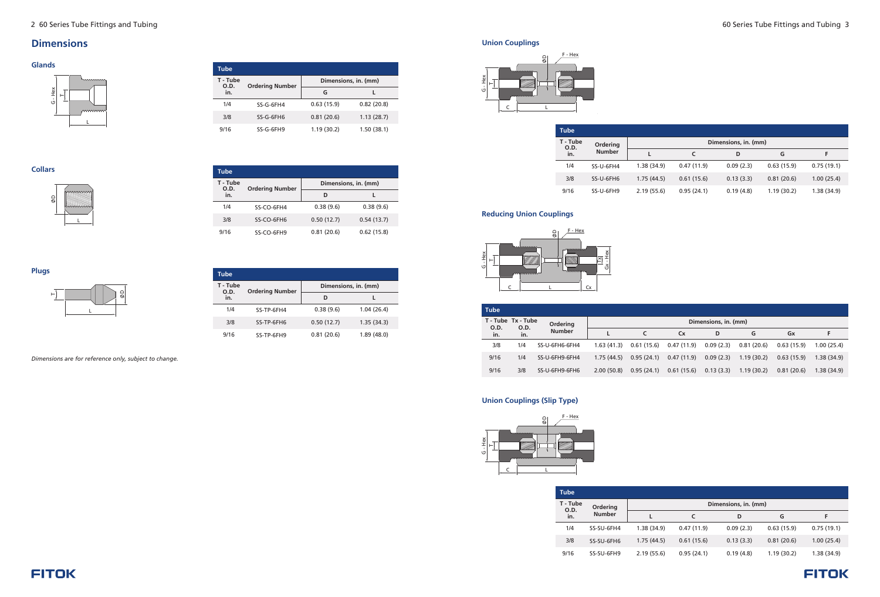## Dimensions

### Glands

| Tube | | | |
|---|---|---|---|
| T - Tube O.D. in. | Ordering Number | Dimensions, in. (mm) | |
| | | G | L |
| 1/4 | SS-G-6FH4 | 0.63 (15.9) | 0.82 (20.8) |
| 3/8 | SS-G-6FH6 | 0.81 (20.6) | 1.13 (28.7) |
| 9/16 | SS-G-6FH9 | 1.19 (30.2) | 1.50 (38.1) |

### Collars

| Tube | | | |
|---|---|---|---|
| T - Tube O.D. in. | Ordering Number | Dimensions, in. (mm) | |
| | | D | L |
| 1/4 | SS-CO-6FH4 | 0.38 (9.6) | 0.38 (9.6) |
| 3/8 | SS-CO-6FH6 | 0.50 (12.7) | 0.54 (13.7) |
| 9/16 | SS-CO-6FH9 | 0.81 (20.6) | 0.62 (15.8) |

### Plugs

| Tube | | | |
|---|---|---|---|
| T - Tube O.D. in. | Ordering Number | Dimensions, in. (mm) | |
| | | D | L |
| 1/4 | SS-TP-6FH4 | 0.38 (9.6) | 1.04 (26.4) |
| 3/8 | SS-TP-6FH6 | 0.50 (12.7) | 1.35 (34.3) |
| 9/16 | SS-TP-6FH9 | 0.81 (20.6) | 1.89 (48.0) |

*Dimensions are for reference only, subject to change.*

### Union Couplings

| Tube | | | | | | | |
|---|---|---|---|---|---|---|---|
| T - Tube O.D. in. | Ordering Number | Dimensions, in. (mm) | | | | | |
| | | L | C | D | G | F |
| 1/4 | SS-U-6FH4 | 1.38 (34.9) | 0.47 (11.9) | 0.09 (2.3) | 0.63 (15.9) | 0.75 (19.1) |
| 3/8 | SS-U-6FH6 | 1.75 (44.5) | 0.61 (15.6) | 0.13 (3.3) | 0.81 (20.6) | 1.00 (25.4) |
| 9/16 | SS-U-6FH9 | 2.19 (55.6) | 0.95 (24.1) | 0.19 (4.8) | 1.19 (30.2) | 1.38 (34.9) |

### Reducing Union Couplings

| Tube | | | | | | | | | |
|---|---|---|---|---|---|---|---|---|---|
| T - Tube O.D. in. | Tx - Tube O.D. in. | Ordering Number | Dimensions, in. (mm) | | | | | | |
| | | | L | C | Cx | D | G | Gx | F |
| 3/8 | 1/4 | SS-U-6FH6-6FH4 | 1.63 (41.3) | 0.61 (15.6) | 0.47 (11.9) | 0.09 (2.3) | 0.81 (20.6) | 0.63 (15.9) | 1.00 (25.4) |
| 9/16 | 1/4 | SS-U-6FH9-6FH4 | 1.75 (44.5) | 0.95 (24.1) | 0.47 (11.9) | 0.09 (2.3) | 1.19 (30.2) | 0.63 (15.9) | 1.38 (34.9) |
| 9/16 | 3/8 | SS-U-6FH9-6FH6 | 2.00 (50.8) | 0.95 (24.1) | 0.61 (15.6) | 0.13 (3.3) | 1.19 (30.2) | 0.81 (20.6) | 1.38 (34.9) |

### Union Couplings (Slip Type)

| Tube | | | | | | |
|---|---|---|---|---|---|---|
| T - Tube O.D. in. | Ordering Number | Dimensions, in. (mm) | | | | |
| | | L | C | D | G | F |
| 1/4 | SS-SU-6FH4 | 1.38 (34.9) | 0.47 (11.9) | 0.09 (2.3) | 0.63 (15.9) | 0.75 (19.1) |
| 3/8 | SS-SU-6FH6 | 1.75 (44.5) | 0.61 (15.6) | 0.13 (3.3) | 0.81 (20.6) | 1.00 (25.4) |
| 9/16 | SS-SU-6FH9 | 2.19 (55.6) | 0.95 (24.1) | 0.19 (4.8) | 1.19 (30.2) | 1.38 (34.9) |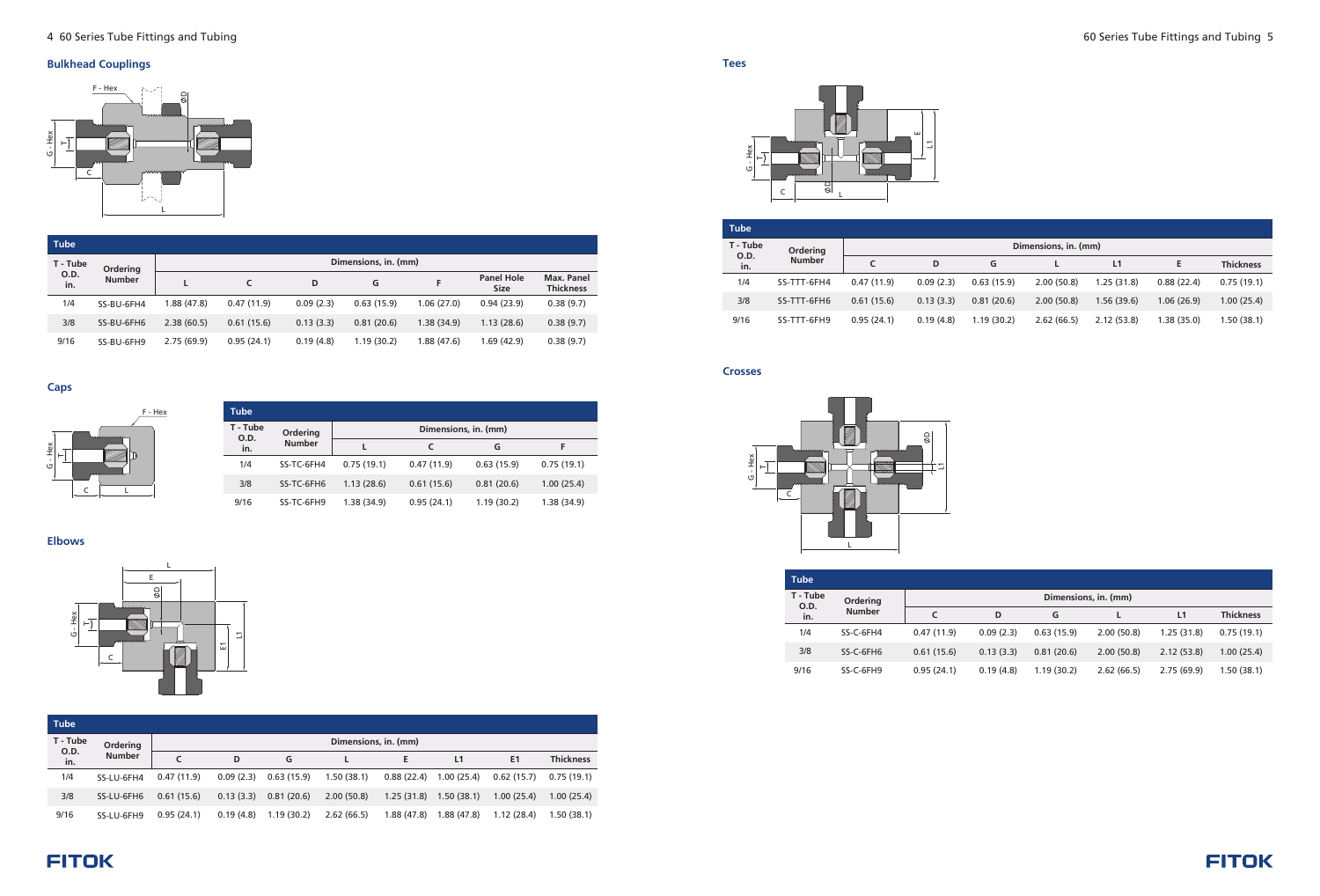## Bulkhead Couplings

| Tube | | | | | | | | |
|---|---|---|---|---|---|---|---|---|
| T - Tube O.D. in. | Ordering Number | Dimensions, in. (mm) | | | | | | |
| | | L | C | D | G | F | Panel Hole Size | Max. Panel Thickness |
| 1/4 | SS-BU-6FH4 | 1.88 (47.8) | 0.47 (11.9) | 0.09 (2.3) | 0.63 (15.9) | 1.06 (27.0) | 0.94 (23.9) | 0.38 (9.7) |
| 3/8 | SS-BU-6FH6 | 2.38 (60.5) | 0.61 (15.6) | 0.13 (3.3) | 0.81 (20.6) | 1.38 (34.9) | 1.13 (28.6) | 0.38 (9.7) |
| 9/16 | SS-BU-6FH9 | 2.75 (69.9) | 0.95 (24.1) | 0.19 (4.8) | 1.19 (30.2) | 1.88 (47.6) | 1.69 (42.9) | 0.38 (9.7) |

## Caps

| Tube | | | | | |
|---|---|---|---|---|---|
| T - Tube O.D. in. | Ordering Number | Dimensions, in. (mm) | | | |
| | | L | C | G | F |
| 1/4 | SS-TC-6FH4 | 0.75 (19.1) | 0.47 (11.9) | 0.63 (15.9) | 0.75 (19.1) |
| 3/8 | SS-TC-6FH6 | 1.13 (28.6) | 0.61 (15.6) | 0.81 (20.6) | 1.00 (25.4) |
| 9/16 | SS-TC-6FH9 | 1.38 (34.9) | 0.95 (24.1) | 1.19 (30.2) | 1.38 (34.9) |

## Elbows

| Tube | | | | | | | | | |
|---|---|---|---|---|---|---|---|---|---|
| T - Tube O.D. in. | Ordering Number | Dimensions, in. (mm) | | | | | | | |
| | | C | D | G | L | E | L1 | E1 | Thickness |
| 1/4 | SS-LU-6FH4 | 0.47 (11.9) | 0.09 (2.3) | 0.63 (15.9) | 1.50 (38.1) | 0.88 (22.4) | 1.00 (25.4) | 0.62 (15.7) | 0.75 (19.1) |
| 3/8 | SS-LU-6FH6 | 0.61 (15.6) | 0.13 (3.3) | 0.81 (20.6) | 2.00 (50.8) | 1.25 (31.8) | 1.50 (38.1) | 1.00 (25.4) | 1.00 (25.4) |
| 9/16 | SS-LU-6FH9 | 0.95 (24.1) | 0.19 (4.8) | 1.19 (30.2) | 2.62 (66.5) | 1.88 (47.8) | 1.88 (47.8) | 1.12 (28.4) | 1.50 (38.1) |

## Tees

| Tube | | | | | | | | |
|---|---|---|---|---|---|---|---|---|
| T - Tube O.D. in. | Ordering Number | Dimensions, in. (mm) | | | | | | |
| | | C | D | G | L | L1 | E | Thickness |
| 1/4 | SS-TTT-6FH4 | 0.47 (11.9) | 0.09 (2.3) | 0.63 (15.9) | 2.00 (50.8) | 1.25 (31.8) | 0.88 (22.4) | 0.75 (19.1) |
| 3/8 | SS-TTT-6FH6 | 0.61 (15.6) | 0.13 (3.3) | 0.81 (20.6) | 2.00 (50.8) | 1.56 (39.6) | 1.06 (26.9) | 1.00 (25.4) |
| 9/16 | SS-TTT-6FH9 | 0.95 (24.1) | 0.19 (4.8) | 1.19 (30.2) | 2.62 (66.5) | 2.12 (53.8) | 1.38 (35.0) | 1.50 (38.1) |

## Crosses

| Tube | | | | | | | |
|---|---|---|---|---|---|---|---|
| T - Tube O.D. in. | Ordering Number | Dimensions, in. (mm) | | | | | |
| | | C | D | G | L | L1 | Thickness |
| 1/4 | SS-C-6FH4 | 0.47 (11.9) | 0.09 (2.3) | 0.63 (15.9) | 2.00 (50.8) | 1.25 (31.8) | 0.75 (19.1) |
| 3/8 | SS-C-6FH6 | 0.61 (15.6) | 0.13 (3.3) | 0.81 (20.6) | 2.00 (50.8) | 2.12 (53.8) | 1.00 (25.4) |
| 9/16 | SS-C-6FH9 | 0.95 (24.1) | 0.19 (4.8) | 1.19 (30.2) | 2.62 (66.5) | 2.75 (69.9) | 1.50 (38.1) |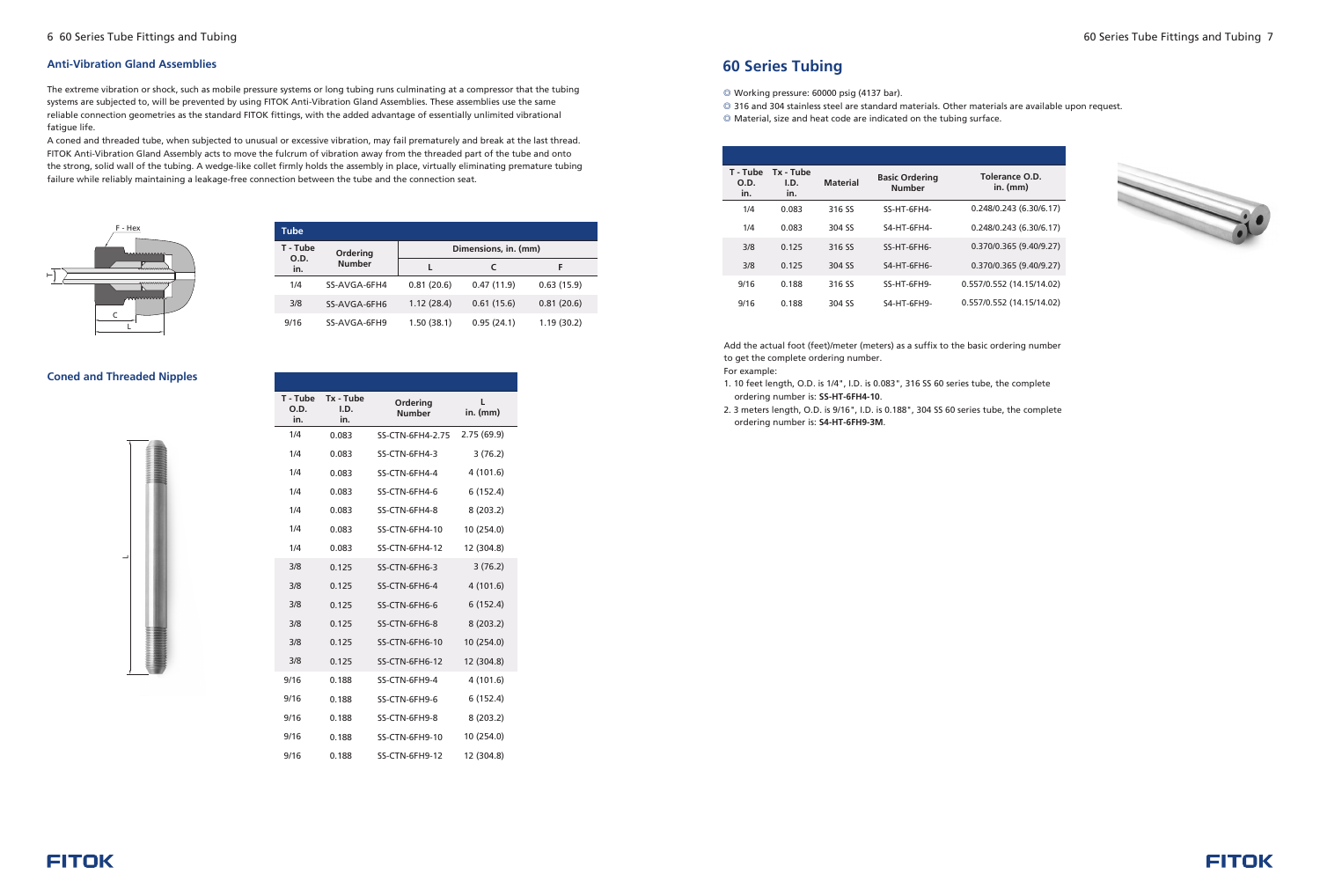## Anti-Vibration Gland Assemblies

The extreme vibration or shock, such as mobile pressure systems or long tubing runs culminating at a compressor that the tubing systems are subjected to, will be prevented by using FITOK Anti-Vibration Gland Assemblies. These assemblies use the same reliable connection geometries as the standard FITOK fittings, with the added advantage of essentially unlimited vibrational fatigue life.

A coned and threaded tube, when subjected to unusual or excessive vibration, may fail prematurely and break at the last thread. FITOK Anti-Vibration Gland Assembly acts to move the fulcrum of vibration away from the threaded part of the tube and onto the strong, solid wall of the tubing. A wedge-like collet firmly holds the assembly in place, virtually eliminating premature tubing failure while reliably maintaining a leakage-free connection between the tube and the connection seat.

F - Hex

T

C

L

| Tube | | | | |
|---|---|---|---|---|
| T - Tube O.D. in. | Ordering Number | Dimensions, in. (mm) | | |
| | | L | C | F |
| 1/4 | SS-AVGA-6FH4 | 0.81 (20.6) | 0.47 (11.9) | 0.63 (15.9) |
| 3/8 | SS-AVGA-6FH6 | 1.12 (28.4) | 0.61 (15.6) | 0.81 (20.6) |
| 9/16 | SS-AVGA-6FH9 | 1.50 (38.1) | 0.95 (24.1) | 1.19 (30.2) |

## Coned and Threaded Nipples

L

| T - Tube O.D. in. | Tx - Tube I.D. in. | Ordering Number | L in. (mm) |
|---|---|---|---|
| 1/4 | 0.083 | SS-CTN-6FH4-2.75 | 2.75 (69.9) |
| 1/4 | 0.083 | SS-CTN-6FH4-3 | 3 (76.2) |
| 1/4 | 0.083 | SS-CTN-6FH4-4 | 4 (101.6) |
| 1/4 | 0.083 | SS-CTN-6FH4-6 | 6 (152.4) |
| 1/4 | 0.083 | SS-CTN-6FH4-8 | 8 (203.2) |
| 1/4 | 0.083 | SS-CTN-6FH4-10 | 10 (254.0) |
| 1/4 | 0.083 | SS-CTN-6FH4-12 | 12 (304.8) |
| 3/8 | 0.125 | SS-CTN-6FH6-3 | 3 (76.2) |
| 3/8 | 0.125 | SS-CTN-6FH6-4 | 4 (101.6) |
| 3/8 | 0.125 | SS-CTN-6FH6-6 | 6 (152.4) |
| 3/8 | 0.125 | SS-CTN-6FH6-8 | 8 (203.2) |
| 3/8 | 0.125 | SS-CTN-6FH6-10 | 10 (254.0) |
| 3/8 | 0.125 | SS-CTN-6FH6-12 | 12 (304.8) |
| 9/16 | 0.188 | SS-CTN-6FH9-4 | 4 (101.6) |
| 9/16 | 0.188 | SS-CTN-6FH9-6 | 6 (152.4) |
| 9/16 | 0.188 | SS-CTN-6FH9-8 | 8 (203.2) |
| 9/16 | 0.188 | SS-CTN-6FH9-10 | 10 (254.0) |
| 9/16 | 0.188 | SS-CTN-6FH9-12 | 12 (304.8) |

## 60 Series Tubing

- Working pressure: 60000 psig (4137 bar).
- 316 and 304 stainless steel are standard materials. Other materials are available upon request.
- Material, size and heat code are indicated on the tubing surface.

| T - Tube O.D. in. | Tx - Tube I.D. in. | Material | Basic Ordering Number | Tolerance O.D. in. (mm) |
|---|---|---|---|---|
| 1/4 | 0.083 | 316 SS | SS-HT-6FH4- | 0.248/0.243 (6.30/6.17) |
| 1/4 | 0.083 | 304 SS | S4-HT-6FH4- | 0.248/0.243 (6.30/6.17) |
| 3/8 | 0.125 | 316 SS | SS-HT-6FH6- | 0.370/0.365 (9.40/9.27) |
| 3/8 | 0.125 | 304 SS | S4-HT-6FH6- | 0.370/0.365 (9.40/9.27) |
| 9/16 | 0.188 | 316 SS | SS-HT-6FH9- | 0.557/0.552 (14.15/14.02) |
| 9/16 | 0.188 | 304 SS | S4-HT-6FH9- | 0.557/0.552 (14.15/14.02) |

Add the actual foot (feet)/meter (meters) as a suffix to the basic ordering number to get the complete ordering number.

For example:

1. 10 feet length, O.D. is 1/4", I.D. is 0.083", 316 SS 60 series tube, the complete ordering number is: **SS-HT-6FH4-10**.
2. 3 meters length, O.D. is 9/16", I.D. is 0.188", 304 SS 60 series tube, the complete ordering number is: **S4-HT-6FH9-3M**.